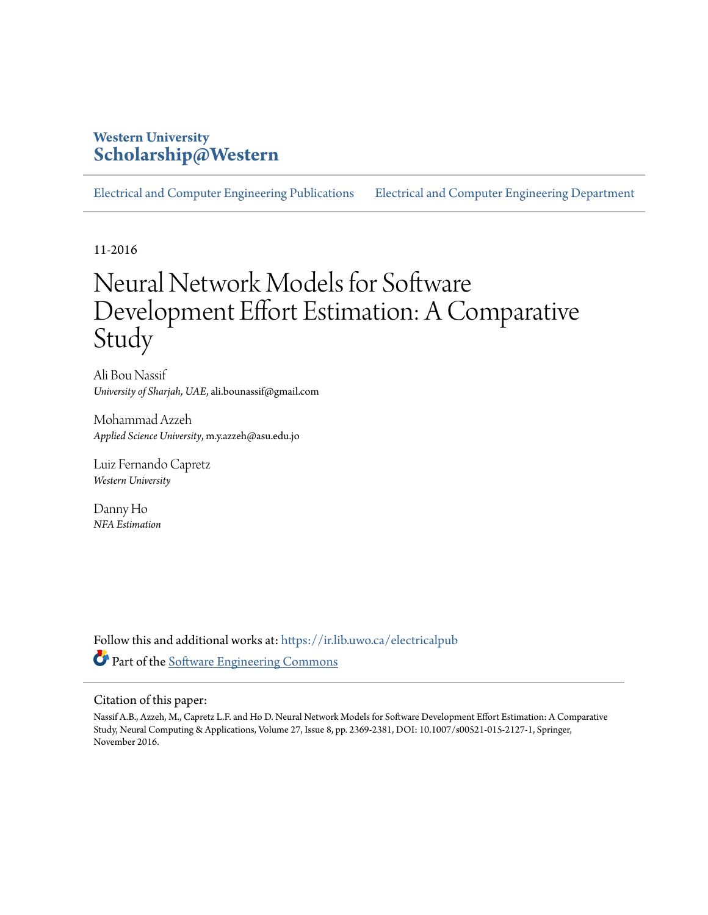**Western University**
**Scholarship@Western**

Electrical and Computer Engineering Publications    Electrical and Computer Engineering Department

11-2016

# Neural Network Models for Software Development Effort Estimation: A Comparative Study

Ali Bou Nassif
*University of Sharjah, UAE*, ali.bounassif@gmail.com

Mohammad Azzeh
*Applied Science University*, m.y.azzeh@asu.edu.jo

Luiz Fernando Capretz
*Western University*

Danny Ho
*NFA Estimation*

Follow this and additional works at: https://ir.lib.uwo.ca/electricalpub

Part of the Software Engineering Commons

Citation of this paper:

Nassif A.B., Azzeh, M., Capretz L.F. and Ho D. Neural Network Models for Software Development Effort Estimation: A Comparative Study, Neural Computing & Applications, Volume 27, Issue 8, pp. 2369-2381, DOI: 10.1007/s00521-015-2127-1, Springer, November 2016.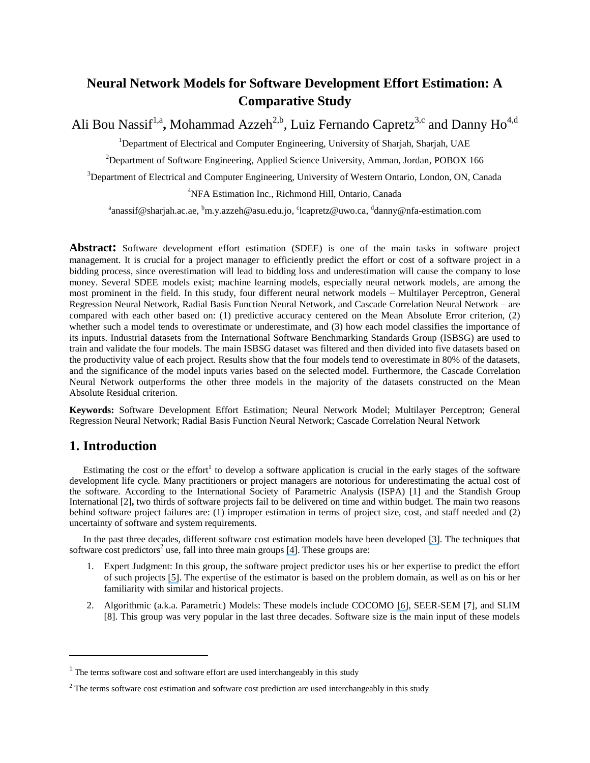# Neural Network Models for Software Development Effort Estimation: A Comparative Study

Ali Bou Nassif[1,a], Mohammad Azzeh[2,b], Luiz Fernando Capretz[3,c] and Danny Ho[4,d]

[1]Department of Electrical and Computer Engineering, University of Sharjah, Sharjah, UAE

[2]Department of Software Engineering, Applied Science University, Amman, Jordan, POBOX 166

[3]Department of Electrical and Computer Engineering, University of Western Ontario, London, ON, Canada

[4]NFA Estimation Inc., Richmond Hill, Ontario, Canada

[a]anassif@sharjah.ac.ae, [b]m.y.azzeh@asu.edu.jo, [c]lcapretz@uwo.ca, [d]danny@nfa-estimation.com

**Abstract:** Software development effort estimation (SDEE) is one of the main tasks in software project management. It is crucial for a project manager to efficiently predict the effort or cost of a software project in a bidding process, since overestimation will lead to bidding loss and underestimation will cause the company to lose money. Several SDEE models exist; machine learning models, especially neural network models, are among the most prominent in the field. In this study, four different neural network models – Multilayer Perceptron, General Regression Neural Network, Radial Basis Function Neural Network, and Cascade Correlation Neural Network – are compared with each other based on: (1) predictive accuracy centered on the Mean Absolute Error criterion, (2) whether such a model tends to overestimate or underestimate, and (3) how each model classifies the importance of its inputs. Industrial datasets from the International Software Benchmarking Standards Group (ISBSG) are used to train and validate the four models. The main ISBSG dataset was filtered and then divided into five datasets based on the productivity value of each project. Results show that the four models tend to overestimate in 80% of the datasets, and the significance of the model inputs varies based on the selected model. Furthermore, the Cascade Correlation Neural Network outperforms the other three models in the majority of the datasets constructed on the Mean Absolute Residual criterion.

**Keywords:** Software Development Effort Estimation; Neural Network Model; Multilayer Perceptron; General Regression Neural Network; Radial Basis Function Neural Network; Cascade Correlation Neural Network

## 1. Introduction

Estimating the cost or the effort[1] to develop a software application is crucial in the early stages of the software development life cycle. Many practitioners or project managers are notorious for underestimating the actual cost of the software. According to the International Society of Parametric Analysis (ISPA) [1] and the Standish Group International [2], two thirds of software projects fail to be delivered on time and within budget. The main two reasons behind software project failures are: (1) improper estimation in terms of project size, cost, and staff needed and (2) uncertainty of software and system requirements.

In the past three decades, different software cost estimation models have been developed [3]. The techniques that software cost predictors[2] use, fall into three main groups [4]. These groups are:

1. Expert Judgment: In this group, the software project predictor uses his or her expertise to predict the effort of such projects [5]. The expertise of the estimator is based on the problem domain, as well as on his or her familiarity with similar and historical projects.
2. Algorithmic (a.k.a. Parametric) Models: These models include COCOMO [6], SEER-SEM [7], and SLIM [8]. This group was very popular in the last three decades. Software size is the main input of these models

---

[1] The terms software cost and software effort are used interchangeably in this study

[2] The terms software cost estimation and software cost prediction are used interchangeably in this study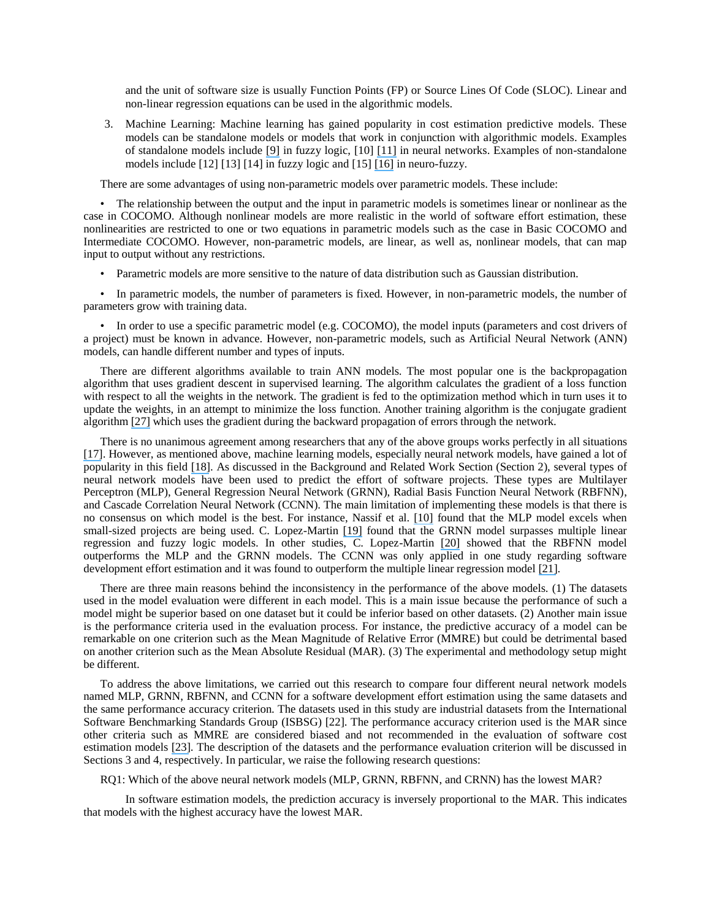and the unit of software size is usually Function Points (FP) or Source Lines Of Code (SLOC). Linear and non-linear regression equations can be used in the algorithmic models.

3. Machine Learning: Machine learning has gained popularity in cost estimation predictive models. These models can be standalone models or models that work in conjunction with algorithmic models. Examples of standalone models include [9] in fuzzy logic, [10] [11] in neural networks. Examples of non-standalone models include [12] [13] [14] in fuzzy logic and [15] [16] in neuro-fuzzy.

There are some advantages of using non-parametric models over parametric models. These include:

- The relationship between the output and the input in parametric models is sometimes linear or nonlinear as the case in COCOMO. Although nonlinear models are more realistic in the world of software effort estimation, these nonlinearities are restricted to one or two equations in parametric models such as the case in Basic COCOMO and Intermediate COCOMO. However, non-parametric models, are linear, as well as, nonlinear models, that can map input to output without any restrictions.
- Parametric models are more sensitive to the nature of data distribution such as Gaussian distribution.
- In parametric models, the number of parameters is fixed. However, in non-parametric models, the number of parameters grow with training data.
- In order to use a specific parametric model (e.g. COCOMO), the model inputs (parameters and cost drivers of a project) must be known in advance. However, non-parametric models, such as Artificial Neural Network (ANN) models, can handle different number and types of inputs.

There are different algorithms available to train ANN models. The most popular one is the backpropagation algorithm that uses gradient descent in supervised learning. The algorithm calculates the gradient of a loss function with respect to all the weights in the network. The gradient is fed to the optimization method which in turn uses it to update the weights, in an attempt to minimize the loss function. Another training algorithm is the conjugate gradient algorithm [27] which uses the gradient during the backward propagation of errors through the network.

There is no unanimous agreement among researchers that any of the above groups works perfectly in all situations [17]. However, as mentioned above, machine learning models, especially neural network models, have gained a lot of popularity in this field [18]. As discussed in the Background and Related Work Section (Section 2), several types of neural network models have been used to predict the effort of software projects. These types are Multilayer Perceptron (MLP), General Regression Neural Network (GRNN), Radial Basis Function Neural Network (RBFNN), and Cascade Correlation Neural Network (CCNN). The main limitation of implementing these models is that there is no consensus on which model is the best. For instance, Nassif et al. [10] found that the MLP model excels when small-sized projects are being used. C. Lopez-Martin [19] found that the GRNN model surpasses multiple linear regression and fuzzy logic models. In other studies, C. Lopez-Martin [20] showed that the RBFNN model outperforms the MLP and the GRNN models. The CCNN was only applied in one study regarding software development effort estimation and it was found to outperform the multiple linear regression model [21].

There are three main reasons behind the inconsistency in the performance of the above models. (1) The datasets used in the model evaluation were different in each model. This is a main issue because the performance of such a model might be superior based on one dataset but it could be inferior based on other datasets. (2) Another main issue is the performance criteria used in the evaluation process. For instance, the predictive accuracy of a model can be remarkable on one criterion such as the Mean Magnitude of Relative Error (MMRE) but could be detrimental based on another criterion such as the Mean Absolute Residual (MAR). (3) The experimental and methodology setup might be different.

To address the above limitations, we carried out this research to compare four different neural network models named MLP, GRNN, RBFNN, and CCNN for a software development effort estimation using the same datasets and the same performance accuracy criterion. The datasets used in this study are industrial datasets from the International Software Benchmarking Standards Group (ISBSG) [22]. The performance accuracy criterion used is the MAR since other criteria such as MMRE are considered biased and not recommended in the evaluation of software cost estimation models [23]. The description of the datasets and the performance evaluation criterion will be discussed in Sections 3 and 4, respectively. In particular, we raise the following research questions:

RQ1: Which of the above neural network models (MLP, GRNN, RBFNN, and CRNN) has the lowest MAR?

In software estimation models, the prediction accuracy is inversely proportional to the MAR. This indicates that models with the highest accuracy have the lowest MAR.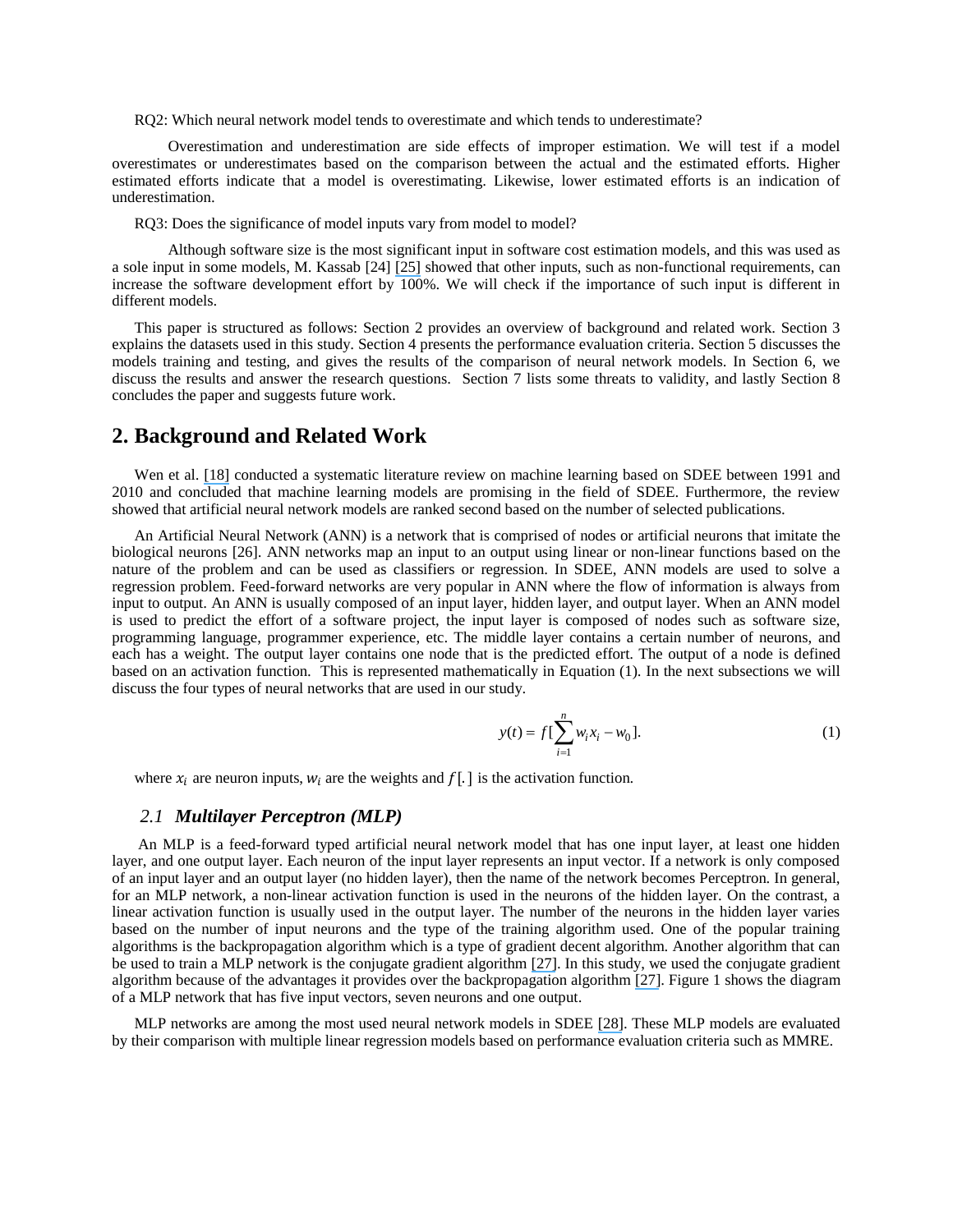RQ2: Which neural network model tends to overestimate and which tends to underestimate?

Overestimation and underestimation are side effects of improper estimation. We will test if a model overestimates or underestimates based on the comparison between the actual and the estimated efforts. Higher estimated efforts indicate that a model is overestimating. Likewise, lower estimated efforts is an indication of underestimation.

RQ3: Does the significance of model inputs vary from model to model?

Although software size is the most significant input in software cost estimation models, and this was used as a sole input in some models, M. Kassab [24] [25] showed that other inputs, such as non-functional requirements, can increase the software development effort by 100%. We will check if the importance of such input is different in different models.

This paper is structured as follows: Section 2 provides an overview of background and related work. Section 3 explains the datasets used in this study. Section 4 presents the performance evaluation criteria. Section 5 discusses the models training and testing, and gives the results of the comparison of neural network models. In Section 6, we discuss the results and answer the research questions. Section 7 lists some threats to validity, and lastly Section 8 concludes the paper and suggests future work.

## 2. Background and Related Work

Wen et al. [18] conducted a systematic literature review on machine learning based on SDEE between 1991 and 2010 and concluded that machine learning models are promising in the field of SDEE. Furthermore, the review showed that artificial neural network models are ranked second based on the number of selected publications.

An Artificial Neural Network (ANN) is a network that is comprised of nodes or artificial neurons that imitate the biological neurons [26]. ANN networks map an input to an output using linear or non-linear functions based on the nature of the problem and can be used as classifiers or regression. In SDEE, ANN models are used to solve a regression problem. Feed-forward networks are very popular in ANN where the flow of information is always from input to output. An ANN is usually composed of an input layer, hidden layer, and output layer. When an ANN model is used to predict the effort of a software project, the input layer is composed of nodes such as software size, programming language, programmer experience, etc. The middle layer contains a certain number of neurons, and each has a weight. The output layer contains one node that is the predicted effort. The output of a node is defined based on an activation function. This is represented mathematically in Equation (1). In the next subsections we will discuss the four types of neural networks that are used in our study.

$$y(t) = f[\sum_{i=1}^{n} w_i x_i - w_0]. \tag{1}$$

where $x_i$ are neuron inputs, $w_i$ are the weights and $f[.]$ is the activation function.

### 2.1 Multilayer Perceptron (MLP)

An MLP is a feed-forward typed artificial neural network model that has one input layer, at least one hidden layer, and one output layer. Each neuron of the input layer represents an input vector. If a network is only composed of an input layer and an output layer (no hidden layer), then the name of the network becomes Perceptron. In general, for an MLP network, a non-linear activation function is used in the neurons of the hidden layer. On the contrast, a linear activation function is usually used in the output layer. The number of the neurons in the hidden layer varies based on the number of input neurons and the type of the training algorithm used. One of the popular training algorithms is the backpropagation algorithm which is a type of gradient decent algorithm. Another algorithm that can be used to train a MLP network is the conjugate gradient algorithm [27]. In this study, we used the conjugate gradient algorithm because of the advantages it provides over the backpropagation algorithm [27]. Figure 1 shows the diagram of a MLP network that has five input vectors, seven neurons and one output.

MLP networks are among the most used neural network models in SDEE [28]. These MLP models are evaluated by their comparison with multiple linear regression models based on performance evaluation criteria such as MMRE.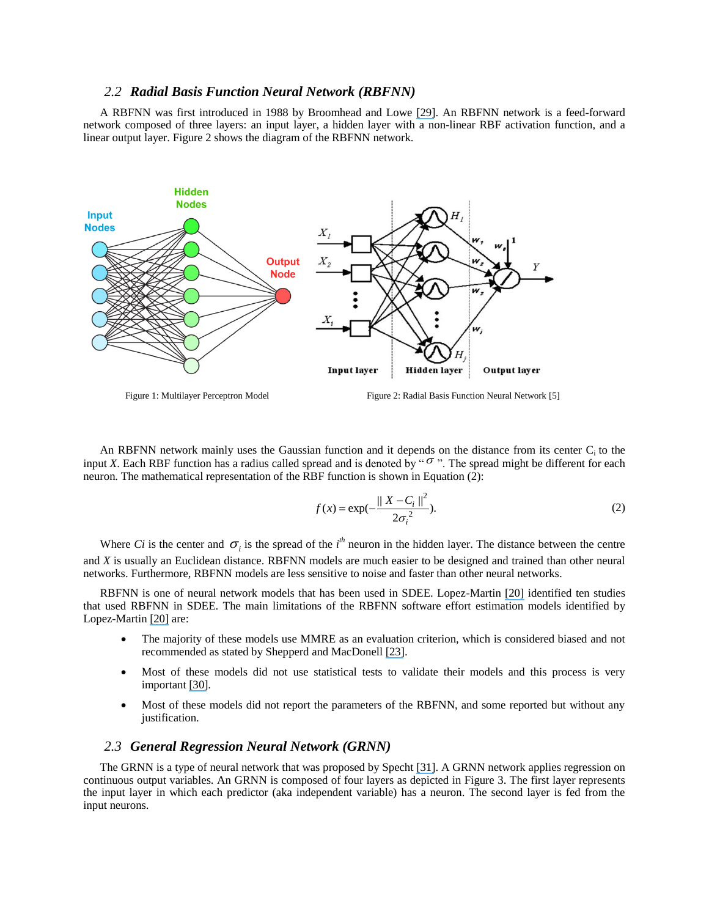### 2.2 *Radial Basis Function Neural Network (RBFNN)*

A RBFNN was first introduced in 1988 by Broomhead and Lowe [29]. An RBFNN network is a feed-forward network composed of three layers: an input layer, a hidden layer with a non-linear RBF activation function, and a linear output layer. Figure 2 shows the diagram of the RBFNN network.

Figure 1: Multilayer Perceptron Model

Figure 2: Radial Basis Function Neural Network [5]

An RBFNN network mainly uses the Gaussian function and it depends on the distance from its center $C_i$ to the input *X*. Each RBF function has a radius called spread and is denoted by "$\sigma$". The spread might be different for each neuron. The mathematical representation of the RBF function is shown in Equation (2):

$$f(x) = \exp\left(-\frac{\| X - C_i \|^2}{2\sigma_i^2}\right). \tag{2}$$

Where *Ci* is the center and $\sigma_i$ is the spread of the $i^{th}$ neuron in the hidden layer. The distance between the centre and *X* is usually an Euclidean distance. RBFNN models are much easier to be designed and trained than other neural networks. Furthermore, RBFNN models are less sensitive to noise and faster than other neural networks.

RBFNN is one of neural network models that has been used in SDEE. Lopez-Martin [20] identified ten studies that used RBFNN in SDEE. The main limitations of the RBFNN software effort estimation models identified by Lopez-Martin [20] are:

- The majority of these models use MMRE as an evaluation criterion, which is considered biased and not recommended as stated by Shepperd and MacDonell [23].
- Most of these models did not use statistical tests to validate their models and this process is very important [30].
- Most of these models did not report the parameters of the RBFNN, and some reported but without any justification.

### 2.3 *General Regression Neural Network (GRNN)*

The GRNN is a type of neural network that was proposed by Specht [31]. A GRNN network applies regression on continuous output variables. An GRNN is composed of four layers as depicted in Figure 3. The first layer represents the input layer in which each predictor (aka independent variable) has a neuron. The second layer is fed from the input neurons.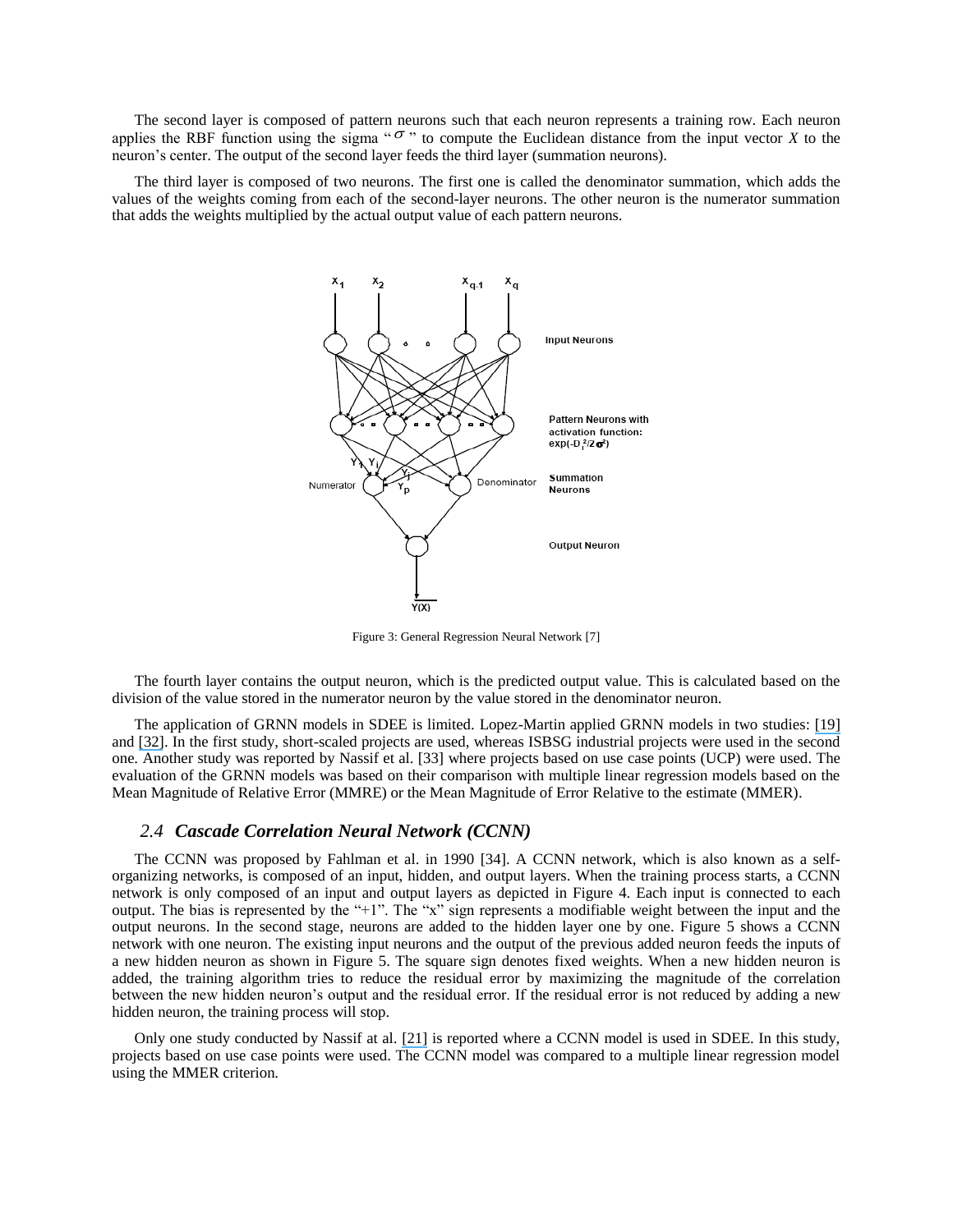The second layer is composed of pattern neurons such that each neuron represents a training row. Each neuron applies the RBF function using the sigma "$\sigma$" to compute the Euclidean distance from the input vector $X$ to the neuron's center. The output of the second layer feeds the third layer (summation neurons).

The third layer is composed of two neurons. The first one is called the denominator summation, which adds the values of the weights coming from each of the second-layer neurons. The other neuron is the numerator summation that adds the weights multiplied by the actual output value of each pattern neurons.

Figure 3: General Regression Neural Network [7]

The fourth layer contains the output neuron, which is the predicted output value. This is calculated based on the division of the value stored in the numerator neuron by the value stored in the denominator neuron.

The application of GRNN models in SDEE is limited. Lopez-Martin applied GRNN models in two studies: [19] and [32]. In the first study, short-scaled projects are used, whereas ISBSG industrial projects were used in the second one. Another study was reported by Nassif et al. [33] where projects based on use case points (UCP) were used. The evaluation of the GRNN models was based on their comparison with multiple linear regression models based on the Mean Magnitude of Relative Error (MMRE) or the Mean Magnitude of Error Relative to the estimate (MMER).

### 2.4 *Cascade Correlation Neural Network (CCNN)*

The CCNN was proposed by Fahlman et al. in 1990 [34]. A CCNN network, which is also known as a self-organizing networks, is composed of an input, hidden, and output layers. When the training process starts, a CCNN network is only composed of an input and output layers as depicted in Figure 4. Each input is connected to each output. The bias is represented by the "+1". The "x" sign represents a modifiable weight between the input and the output neurons. In the second stage, neurons are added to the hidden layer one by one. Figure 5 shows a CCNN network with one neuron. The existing input neurons and the output of the previous added neuron feeds the inputs of a new hidden neuron as shown in Figure 5. The square sign denotes fixed weights. When a new hidden neuron is added, the training algorithm tries to reduce the residual error by maximizing the magnitude of the correlation between the new hidden neuron's output and the residual error. If the residual error is not reduced by adding a new hidden neuron, the training process will stop.

Only one study conducted by Nassif at al. [21] is reported where a CCNN model is used in SDEE. In this study, projects based on use case points were used. The CCNN model was compared to a multiple linear regression model using the MMER criterion.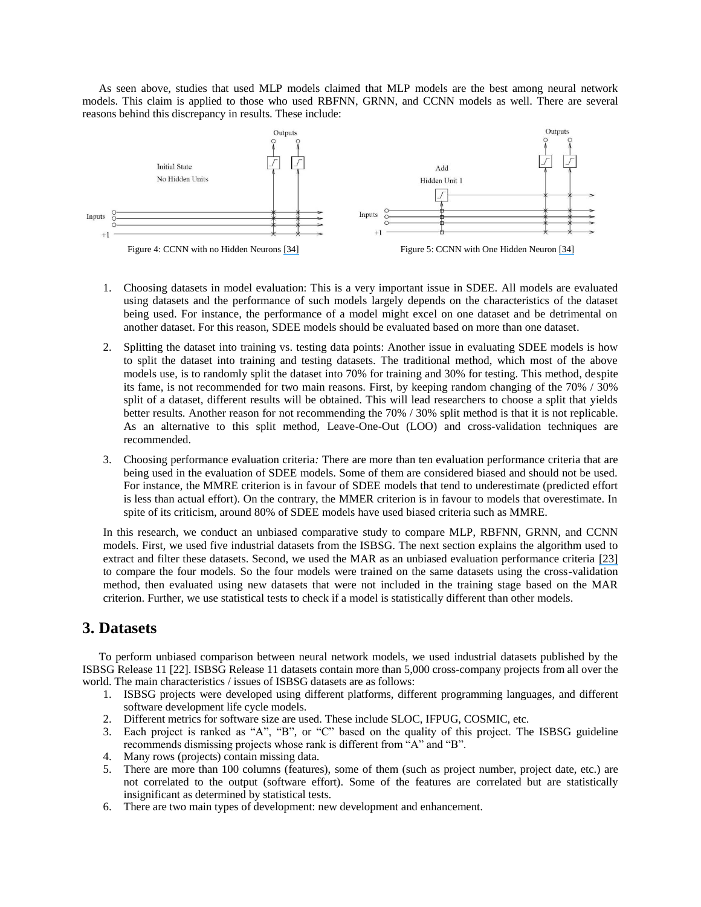As seen above, studies that used MLP models claimed that MLP models are the best among neural network models. This claim is applied to those who used RBFNN, GRNN, and CCNN models as well. There are several reasons behind this discrepancy in results. These include:

Figure 4: CCNN with no Hidden Neurons [34]

Figure 5: CCNN with One Hidden Neuron [34]

1. Choosing datasets in model evaluation: This is a very important issue in SDEE. All models are evaluated using datasets and the performance of such models largely depends on the characteristics of the dataset being used. For instance, the performance of a model might excel on one dataset and be detrimental on another dataset. For this reason, SDEE models should be evaluated based on more than one dataset.
2. Splitting the dataset into training vs. testing data points: Another issue in evaluating SDEE models is how to split the dataset into training and testing datasets. The traditional method, which most of the above models use, is to randomly split the dataset into 70% for training and 30% for testing. This method, despite its fame, is not recommended for two main reasons. First, by keeping random changing of the 70% / 30% split of a dataset, different results will be obtained. This will lead researchers to choose a split that yields better results. Another reason for not recommending the 70% / 30% split method is that it is not replicable. As an alternative to this split method, Leave-One-Out (LOO) and cross-validation techniques are recommended.
3. Choosing performance evaluation criteria*:* There are more than ten evaluation performance criteria that are being used in the evaluation of SDEE models. Some of them are considered biased and should not be used. For instance, the MMRE criterion is in favour of SDEE models that tend to underestimate (predicted effort is less than actual effort). On the contrary, the MMER criterion is in favour to models that overestimate. In spite of its criticism, around 80% of SDEE models have used biased criteria such as MMRE.

In this research, we conduct an unbiased comparative study to compare MLP, RBFNN, GRNN, and CCNN models. First, we used five industrial datasets from the ISBSG. The next section explains the algorithm used to extract and filter these datasets. Second, we used the MAR as an unbiased evaluation performance criteria [23] to compare the four models. So the four models were trained on the same datasets using the cross-validation method, then evaluated using new datasets that were not included in the training stage based on the MAR criterion. Further, we use statistical tests to check if a model is statistically different than other models.

# 3. Datasets

To perform unbiased comparison between neural network models, we used industrial datasets published by the ISBSG Release 11 [22]. ISBSG Release 11 datasets contain more than 5,000 cross-company projects from all over the world. The main characteristics / issues of ISBSG datasets are as follows:

1. ISBSG projects were developed using different platforms, different programming languages, and different software development life cycle models.
2. Different metrics for software size are used. These include SLOC, IFPUG, COSMIC, etc.
3. Each project is ranked as "A", "B", or "C" based on the quality of this project. The ISBSG guideline recommends dismissing projects whose rank is different from "A" and "B".
4. Many rows (projects) contain missing data.
5. There are more than 100 columns (features), some of them (such as project number, project date, etc.) are not correlated to the output (software effort). Some of the features are correlated but are statistically insignificant as determined by statistical tests.
6. There are two main types of development: new development and enhancement.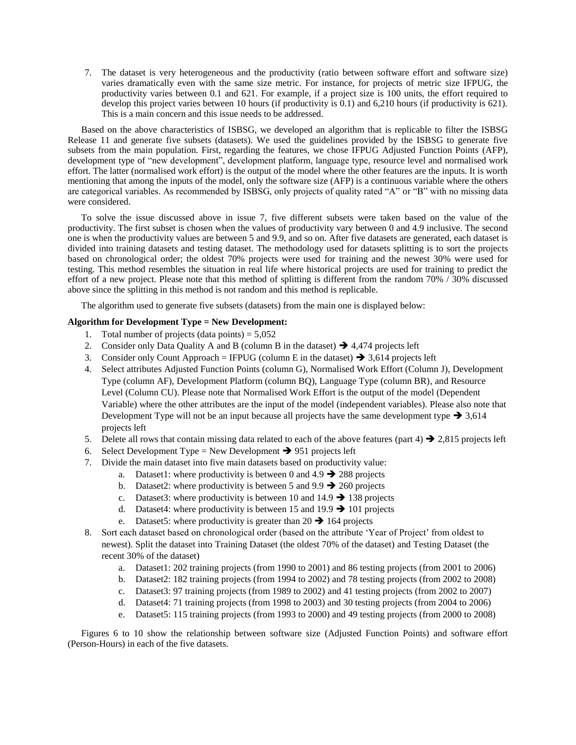7. The dataset is very heterogeneous and the productivity (ratio between software effort and software size) varies dramatically even with the same size metric. For instance, for projects of metric size IFPUG, the productivity varies between 0.1 and 621. For example, if a project size is 100 units, the effort required to develop this project varies between 10 hours (if productivity is 0.1) and 6,210 hours (if productivity is 621). This is a main concern and this issue needs to be addressed.

Based on the above characteristics of ISBSG, we developed an algorithm that is replicable to filter the ISBSG Release 11 and generate five subsets (datasets). We used the guidelines provided by the ISBSG to generate five subsets from the main population. First, regarding the features, we chose IFPUG Adjusted Function Points (AFP), development type of "new development", development platform, language type, resource level and normalised work effort. The latter (normalised work effort) is the output of the model where the other features are the inputs. It is worth mentioning that among the inputs of the model, only the software size (AFP) is a continuous variable where the others are categorical variables. As recommended by ISBSG, only projects of quality rated "A" or "B" with no missing data were considered.

To solve the issue discussed above in issue 7, five different subsets were taken based on the value of the productivity. The first subset is chosen when the values of productivity vary between 0 and 4.9 inclusive. The second one is when the productivity values are between 5 and 9.9, and so on. After five datasets are generated, each dataset is divided into training datasets and testing dataset. The methodology used for datasets splitting is to sort the projects based on chronological order; the oldest 70% projects were used for training and the newest 30% were used for testing. This method resembles the situation in real life where historical projects are used for training to predict the effort of a new project. Please note that this method of splitting is different from the random 70% / 30% discussed above since the splitting in this method is not random and this method is replicable.

The algorithm used to generate five subsets (datasets) from the main one is displayed below:

**Algorithm for Development Type = New Development:**

1. Total number of projects (data points) = 5,052
2. Consider only Data Quality A and B (column B in the dataset) ➔ 4,474 projects left
3. Consider only Count Approach = IFPUG (column E in the dataset) ➔ 3,614 projects left
4. Select attributes Adjusted Function Points (column G), Normalised Work Effort (Column J), Development Type (column AF), Development Platform (column BQ), Language Type (column BR), and Resource Level (Column CU). Please note that Normalised Work Effort is the output of the model (Dependent Variable) where the other attributes are the input of the model (independent variables). Please also note that Development Type will not be an input because all projects have the same development type ➔ 3,614 projects left
5. Delete all rows that contain missing data related to each of the above features (part 4) ➔ 2,815 projects left
6. Select Development Type = New Development ➔ 951 projects left
7. Divide the main dataset into five main datasets based on productivity value:
    a. Dataset1: where productivity is between 0 and 4.9 ➔ 288 projects
    b. Dataset2: where productivity is between 5 and 9.9 ➔ 260 projects
    c. Dataset3: where productivity is between 10 and 14.9 ➔ 138 projects
    d. Dataset4: where productivity is between 15 and 19.9 ➔ 101 projects
    e. Dataset5: where productivity is greater than 20 ➔ 164 projects
8. Sort each dataset based on chronological order (based on the attribute 'Year of Project' from oldest to newest). Split the dataset into Training Dataset (the oldest 70% of the dataset) and Testing Dataset (the recent 30% of the dataset)
    a. Dataset1: 202 training projects (from 1990 to 2001) and 86 testing projects (from 2001 to 2006)
    b. Dataset2: 182 training projects (from 1994 to 2002) and 78 testing projects (from 2002 to 2008)
    c. Dataset3: 97 training projects (from 1989 to 2002) and 41 testing projects (from 2002 to 2007)
    d. Dataset4: 71 training projects (from 1998 to 2003) and 30 testing projects (from 2004 to 2006)
    e. Dataset5: 115 training projects (from 1993 to 2000) and 49 testing projects (from 2000 to 2008)

Figures 6 to 10 show the relationship between software size (Adjusted Function Points) and software effort (Person-Hours) in each of the five datasets.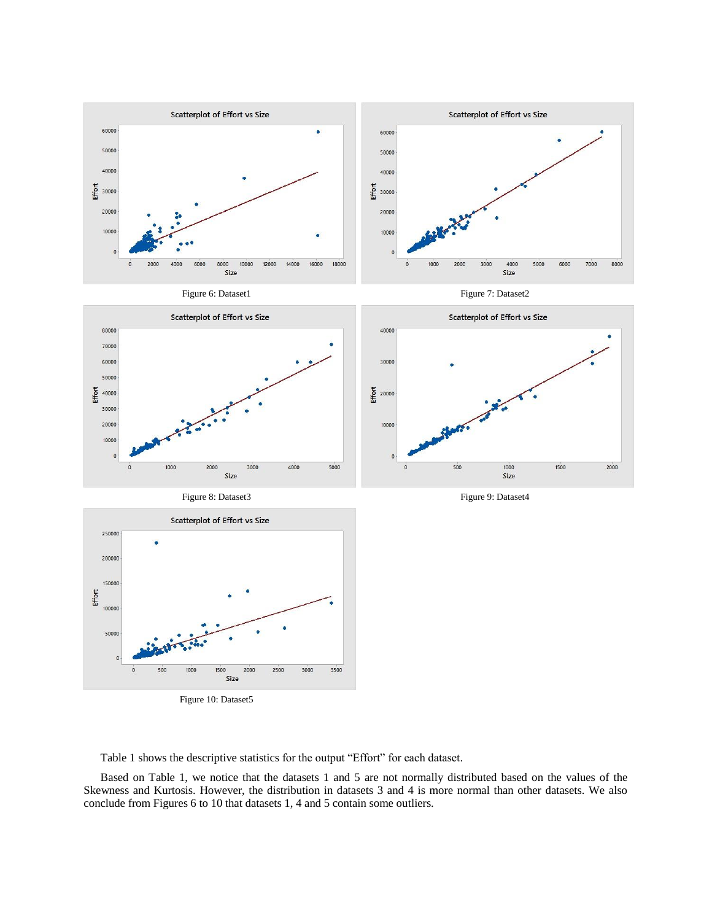Figure 6: Dataset1

Figure 7: Dataset2

Figure 8: Dataset3

Figure 9: Dataset4

Figure 10: Dataset5

Table 1 shows the descriptive statistics for the output "Effort" for each dataset.

Based on Table 1, we notice that the datasets 1 and 5 are not normally distributed based on the values of the Skewness and Kurtosis. However, the distribution in datasets 3 and 4 is more normal than other datasets. We also conclude from Figures 6 to 10 that datasets 1, 4 and 5 contain some outliers.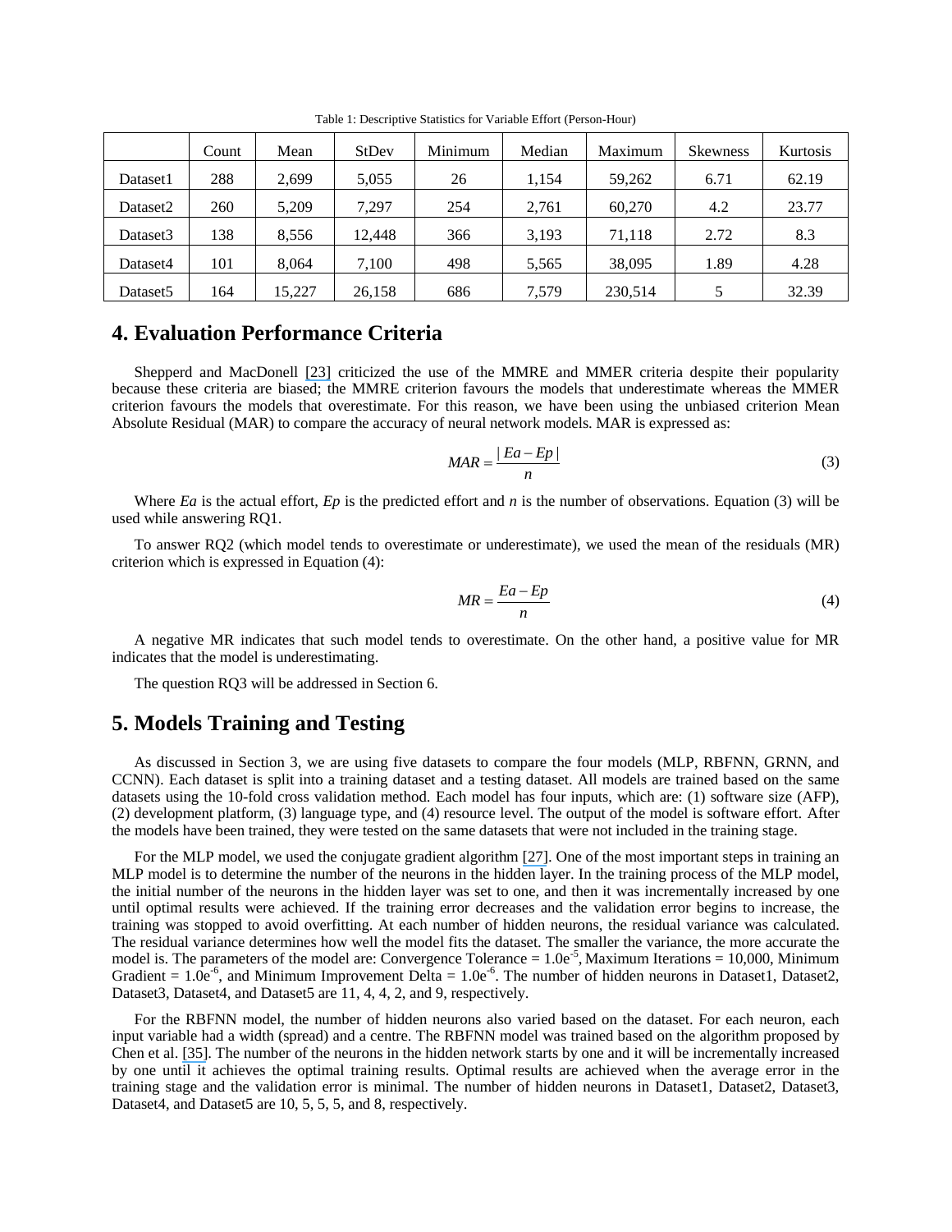Table 1: Descriptive Statistics for Variable Effort (Person-Hour)

| | Count | Mean | StDev | Minimum | Median | Maximum | Skewness | Kurtosis |
|---|---|---|---|---|---|---|---|---|
| Dataset1 | 288 | 2,699 | 5,055 | 26 | 1,154 | 59,262 | 6.71 | 62.19 |
| Dataset2 | 260 | 5,209 | 7,297 | 254 | 2,761 | 60,270 | 4.2 | 23.77 |
| Dataset3 | 138 | 8,556 | 12,448 | 366 | 3,193 | 71,118 | 2.72 | 8.3 |
| Dataset4 | 101 | 8,064 | 7,100 | 498 | 5,565 | 38,095 | 1.89 | 4.28 |
| Dataset5 | 164 | 15,227 | 26,158 | 686 | 7,579 | 230,514 | 5 | 32.39 |

## 4. Evaluation Performance Criteria

Shepperd and MacDonell [23] criticized the use of the MMRE and MMER criteria despite their popularity because these criteria are biased; the MMRE criterion favours the models that underestimate whereas the MMER criterion favours the models that overestimate. For this reason, we have been using the unbiased criterion Mean Absolute Residual (MAR) to compare the accuracy of neural network models. MAR is expressed as:

$$MAR = \frac{|Ea - Ep|}{n} \tag{3}$$

Where *Ea* is the actual effort, *Ep* is the predicted effort and *n* is the number of observations. Equation (3) will be used while answering RQ1.

To answer RQ2 (which model tends to overestimate or underestimate), we used the mean of the residuals (MR) criterion which is expressed in Equation (4):

$$MR = \frac{Ea - Ep}{n} \tag{4}$$

A negative MR indicates that such model tends to overestimate. On the other hand, a positive value for MR indicates that the model is underestimating.

The question RQ3 will be addressed in Section 6.

## 5. Models Training and Testing

As discussed in Section 3, we are using five datasets to compare the four models (MLP, RBFNN, GRNN, and CCNN). Each dataset is split into a training dataset and a testing dataset. All models are trained based on the same datasets using the 10-fold cross validation method. Each model has four inputs, which are: (1) software size (AFP), (2) development platform, (3) language type, and (4) resource level. The output of the model is software effort. After the models have been trained, they were tested on the same datasets that were not included in the training stage.

For the MLP model, we used the conjugate gradient algorithm [27]. One of the most important steps in training an MLP model is to determine the number of the neurons in the hidden layer. In the training process of the MLP model, the initial number of the neurons in the hidden layer was set to one, and then it was incrementally increased by one until optimal results were achieved. If the training error decreases and the validation error begins to increase, the training was stopped to avoid overfitting. At each number of hidden neurons, the residual variance was calculated. The residual variance determines how well the model fits the dataset. The smaller the variance, the more accurate the model is. The parameters of the model are: Convergence Tolerance = $1.0e^{-5}$, Maximum Iterations = 10,000, Minimum Gradient = $1.0e^{-6}$, and Minimum Improvement Delta = $1.0e^{-6}$. The number of hidden neurons in Dataset1, Dataset2, Dataset3, Dataset4, and Dataset5 are 11, 4, 4, 2, and 9, respectively.

For the RBFNN model, the number of hidden neurons also varied based on the dataset. For each neuron, each input variable had a width (spread) and a centre. The RBFNN model was trained based on the algorithm proposed by Chen et al. [35]. The number of the neurons in the hidden network starts by one and it will be incrementally increased by one until it achieves the optimal training results. Optimal results are achieved when the average error in the training stage and the validation error is minimal. The number of hidden neurons in Dataset1, Dataset2, Dataset3, Dataset4, and Dataset5 are 10, 5, 5, 5, and 8, respectively.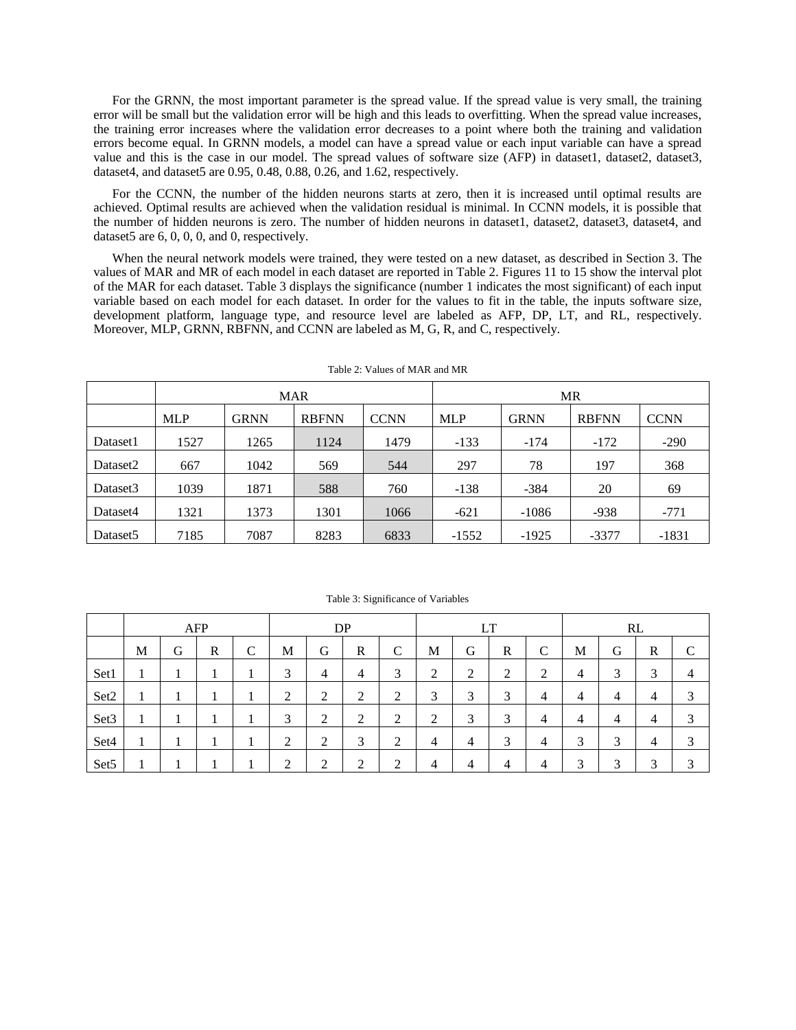For the GRNN, the most important parameter is the spread value. If the spread value is very small, the training error will be small but the validation error will be high and this leads to overfitting. When the spread value increases, the training error increases where the validation error decreases to a point where both the training and validation errors become equal. In GRNN models, a model can have a spread value or each input variable can have a spread value and this is the case in our model. The spread values of software size (AFP) in dataset1, dataset2, dataset3, dataset4, and dataset5 are 0.95, 0.48, 0.88, 0.26, and 1.62, respectively.

For the CCNN, the number of the hidden neurons starts at zero, then it is increased until optimal results are achieved. Optimal results are achieved when the validation residual is minimal. In CCNN models, it is possible that the number of hidden neurons is zero. The number of hidden neurons in dataset1, dataset2, dataset3, dataset4, and dataset5 are 6, 0, 0, 0, and 0, respectively.

When the neural network models were trained, they were tested on a new dataset, as described in Section 3. The values of MAR and MR of each model in each dataset are reported in Table 2. Figures 11 to 15 show the interval plot of the MAR for each dataset. Table 3 displays the significance (number 1 indicates the most significant) of each input variable based on each model for each dataset. In order for the values to fit in the table, the inputs software size, development platform, language type, and resource level are labeled as AFP, DP, LT, and RL, respectively. Moreover, MLP, GRNN, RBFNN, and CCNN are labeled as M, G, R, and C, respectively.

Table 2: Values of MAR and MR

| | MAR | | | | MR | | | |
|---|---|---|---|---|---|---|---|---|
| | MLP | GRNN | RBFNN | CCNN | MLP | GRNN | RBFNN | CCNN |
| Dataset1 | 1527 | 1265 | 1124 | 1479 | -133 | -174 | -172 | -290 |
| Dataset2 | 667 | 1042 | 569 | 544 | 297 | 78 | 197 | 368 |
| Dataset3 | 1039 | 1871 | 588 | 760 | -138 | -384 | 20 | 69 |
| Dataset4 | 1321 | 1373 | 1301 | 1066 | -621 | -1086 | -938 | -771 |
| Dataset5 | 7185 | 7087 | 8283 | 6833 | -1552 | -1925 | -3377 | -1831 |

Table 3: Significance of Variables

| | AFP | | | | DP | | | | LT | | | | RL | | | |
|---|---|---|---|---|---|---|---|---|---|---|---|---|---|---|---|---|
| | M | G | R | C | M | G | R | C | M | G | R | C | M | G | R | C |
| Set1 | 1 | 1 | 1 | 1 | 3 | 4 | 4 | 3 | 2 | 2 | 2 | 2 | 4 | 3 | 3 | 4 |
| Set2 | 1 | 1 | 1 | 1 | 2 | 2 | 2 | 2 | 3 | 3 | 3 | 4 | 4 | 4 | 4 | 3 |
| Set3 | 1 | 1 | 1 | 1 | 3 | 2 | 2 | 2 | 2 | 3 | 3 | 4 | 4 | 4 | 4 | 3 |
| Set4 | 1 | 1 | 1 | 1 | 2 | 2 | 3 | 2 | 4 | 4 | 3 | 4 | 3 | 3 | 4 | 3 |
| Set5 | 1 | 1 | 1 | 1 | 2 | 2 | 2 | 2 | 4 | 4 | 4 | 4 | 3 | 3 | 3 | 3 |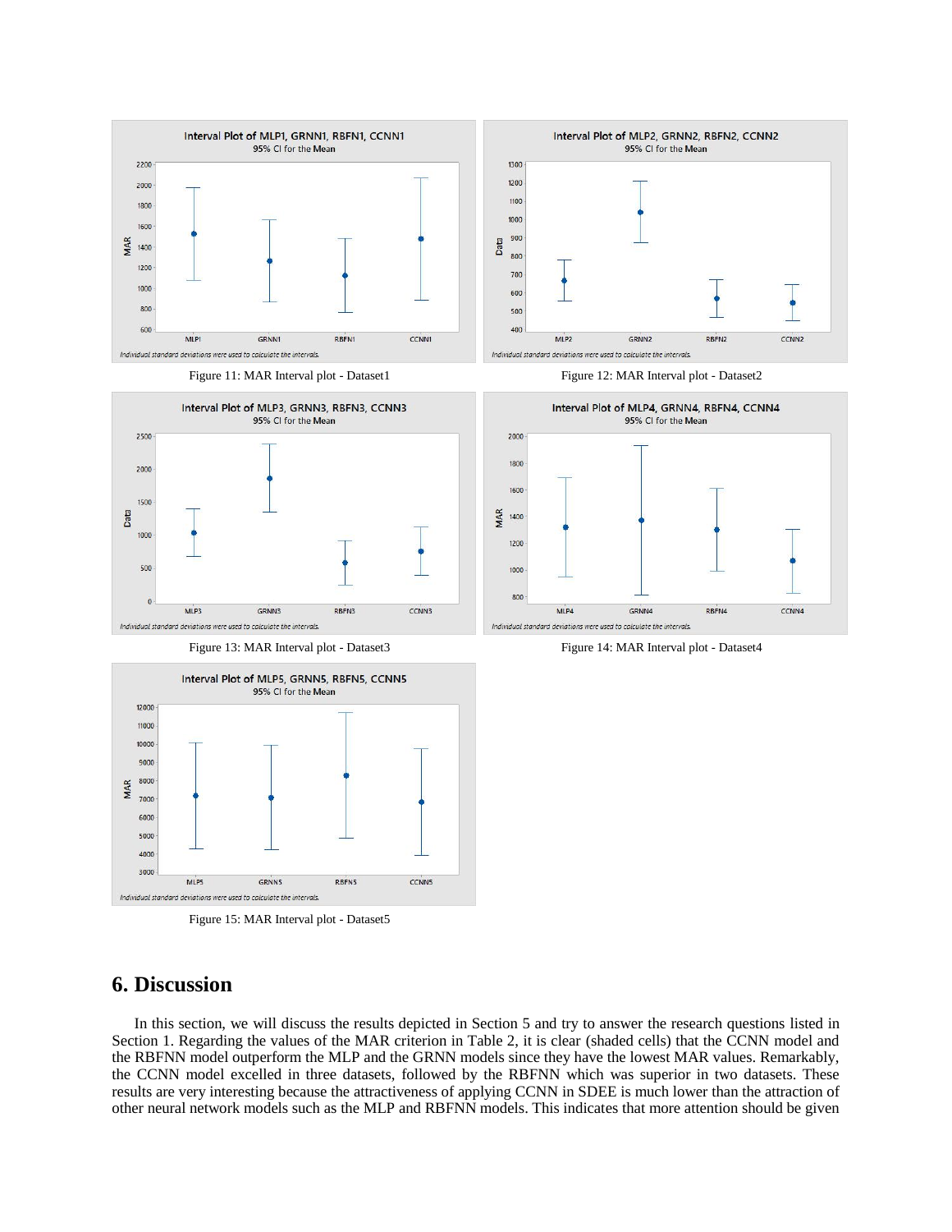Figure 11: MAR Interval plot - Dataset1

Figure 12: MAR Interval plot - Dataset2

Figure 13: MAR Interval plot - Dataset3

Figure 14: MAR Interval plot - Dataset4

Figure 15: MAR Interval plot - Dataset5

## 6. Discussion

In this section, we will discuss the results depicted in Section 5 and try to answer the research questions listed in Section 1. Regarding the values of the MAR criterion in Table 2, it is clear (shaded cells) that the CCNN model and the RBFNN model outperform the MLP and the GRNN models since they have the lowest MAR values. Remarkably, the CCNN model excelled in three datasets, followed by the RBFNN which was superior in two datasets. These results are very interesting because the attractiveness of applying CCNN in SDEE is much lower than the attraction of other neural network models such as the MLP and RBFNN models. This indicates that more attention should be given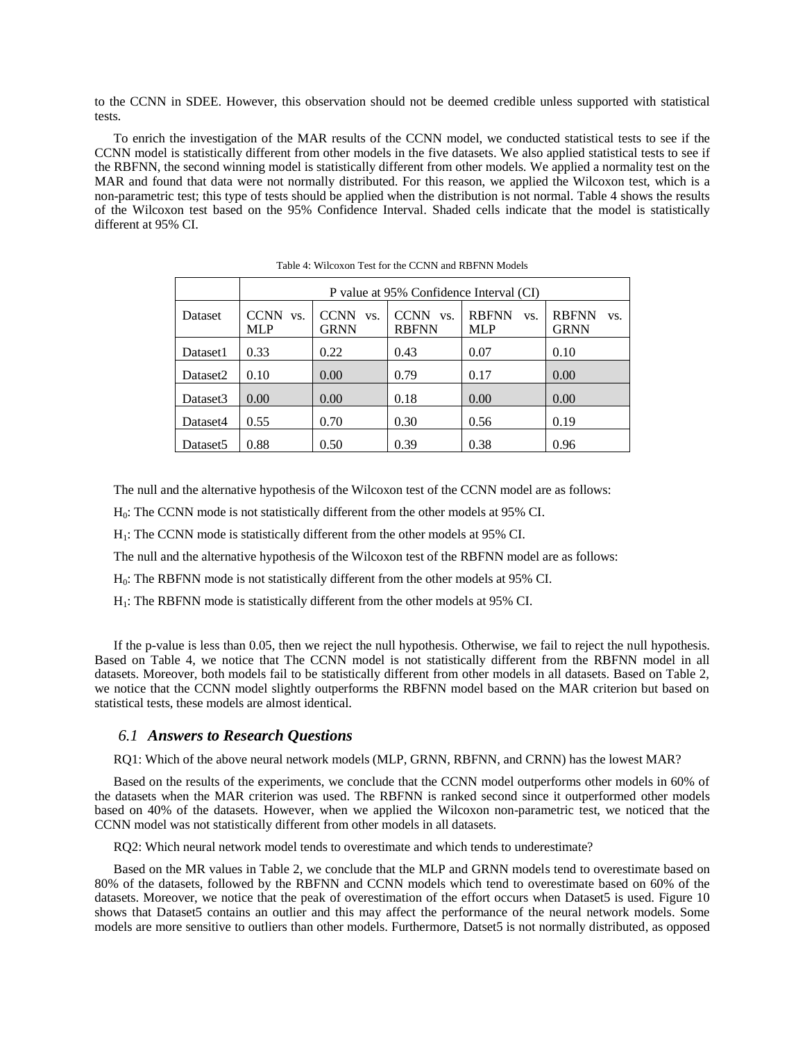to the CCNN in SDEE. However, this observation should not be deemed credible unless supported with statistical tests.

To enrich the investigation of the MAR results of the CCNN model, we conducted statistical tests to see if the CCNN model is statistically different from other models in the five datasets. We also applied statistical tests to see if the RBFNN, the second winning model is statistically different from other models. We applied a normality test on the MAR and found that data were not normally distributed. For this reason, we applied the Wilcoxon test, which is a non-parametric test; this type of tests should be applied when the distribution is not normal. Table 4 shows the results of the Wilcoxon test based on the 95% Confidence Interval. Shaded cells indicate that the model is statistically different at 95% CI.

Table 4: Wilcoxon Test for the CCNN and RBFNN Models

| | P value at 95% Confidence Interval (CI) | | | | |
|---|---|---|---|---|---|
| Dataset | CCNN vs. MLP | CCNN vs. GRNN | CCNN vs. RBFNN | RBFNN vs. MLP | RBFNN vs. GRNN |
| Dataset1 | 0.33 | 0.22 | 0.43 | 0.07 | 0.10 |
| Dataset2 | 0.10 | 0.00 | 0.79 | 0.17 | 0.00 |
| Dataset3 | 0.00 | 0.00 | 0.18 | 0.00 | 0.00 |
| Dataset4 | 0.55 | 0.70 | 0.30 | 0.56 | 0.19 |
| Dataset5 | 0.88 | 0.50 | 0.39 | 0.38 | 0.96 |

The null and the alternative hypothesis of the Wilcoxon test of the CCNN model are as follows:

$H_0$: The CCNN mode is not statistically different from the other models at 95% CI.

$H_1$: The CCNN mode is statistically different from the other models at 95% CI.

The null and the alternative hypothesis of the Wilcoxon test of the RBFNN model are as follows:

$H_0$: The RBFNN mode is not statistically different from the other models at 95% CI.

$H_1$: The RBFNN mode is statistically different from the other models at 95% CI.

If the p-value is less than 0.05, then we reject the null hypothesis. Otherwise, we fail to reject the null hypothesis. Based on Table 4, we notice that The CCNN model is not statistically different from the RBFNN model in all datasets. Moreover, both models fail to be statistically different from other models in all datasets. Based on Table 2, we notice that the CCNN model slightly outperforms the RBFNN model based on the MAR criterion but based on statistical tests, these models are almost identical.

## *6.1 Answers to Research Questions*

RQ1: Which of the above neural network models (MLP, GRNN, RBFNN, and CRNN) has the lowest MAR?

Based on the results of the experiments, we conclude that the CCNN model outperforms other models in 60% of the datasets when the MAR criterion was used. The RBFNN is ranked second since it outperformed other models based on 40% of the datasets. However, when we applied the Wilcoxon non-parametric test, we noticed that the CCNN model was not statistically different from other models in all datasets.

RQ2: Which neural network model tends to overestimate and which tends to underestimate?

Based on the MR values in Table 2, we conclude that the MLP and GRNN models tend to overestimate based on 80% of the datasets, followed by the RBFNN and CCNN models which tend to overestimate based on 60% of the datasets. Moreover, we notice that the peak of overestimation of the effort occurs when Dataset5 is used. Figure 10 shows that Dataset5 contains an outlier and this may affect the performance of the neural network models. Some models are more sensitive to outliers than other models. Furthermore, Datset5 is not normally distributed, as opposed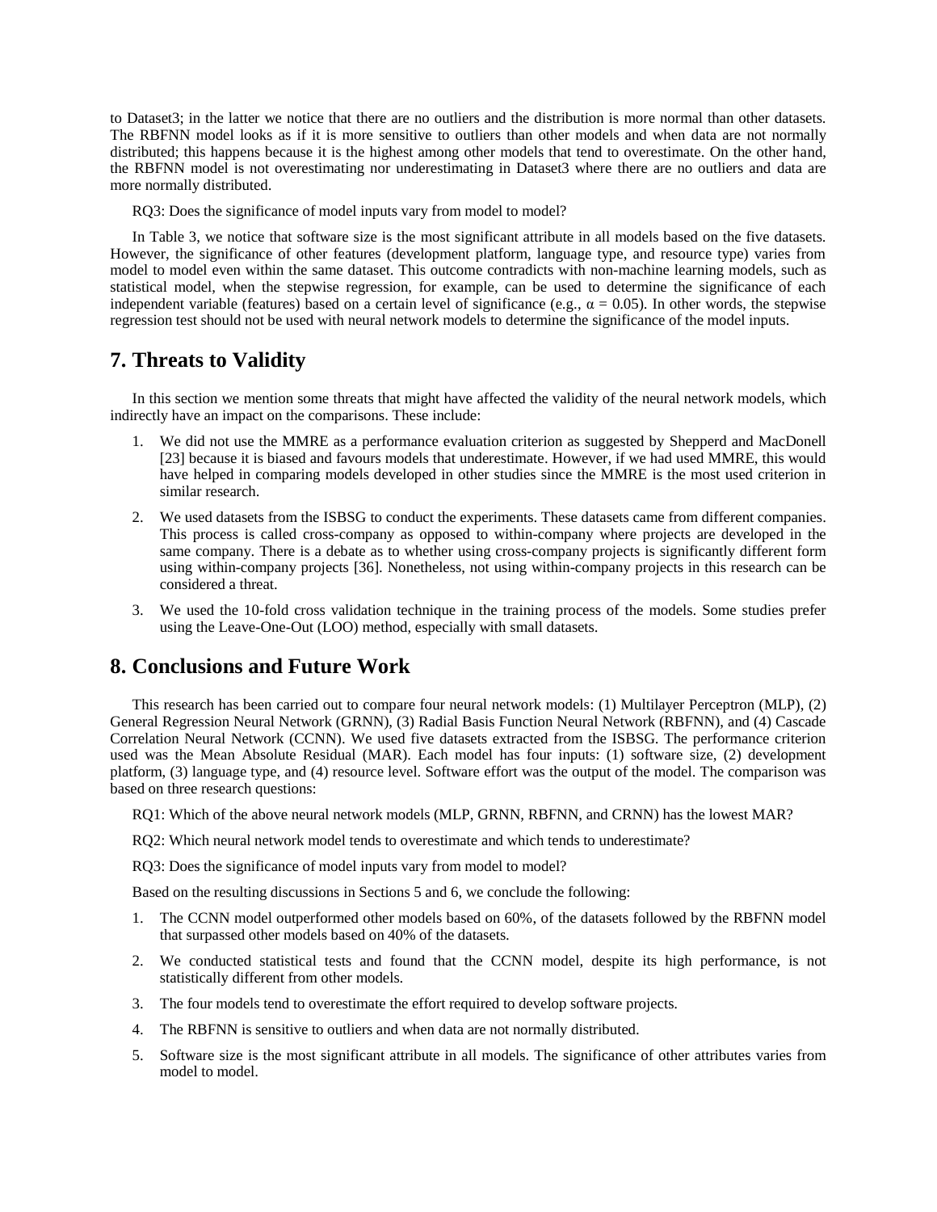to Dataset3; in the latter we notice that there are no outliers and the distribution is more normal than other datasets. The RBFNN model looks as if it is more sensitive to outliers than other models and when data are not normally distributed; this happens because it is the highest among other models that tend to overestimate. On the other hand, the RBFNN model is not overestimating nor underestimating in Dataset3 where there are no outliers and data are more normally distributed.

RQ3: Does the significance of model inputs vary from model to model?

In Table 3, we notice that software size is the most significant attribute in all models based on the five datasets. However, the significance of other features (development platform, language type, and resource type) varies from model to model even within the same dataset. This outcome contradicts with non-machine learning models, such as statistical model, when the stepwise regression, for example, can be used to determine the significance of each independent variable (features) based on a certain level of significance (e.g., $\alpha = 0.05$). In other words, the stepwise regression test should not be used with neural network models to determine the significance of the model inputs.

## 7. Threats to Validity

In this section we mention some threats that might have affected the validity of the neural network models, which indirectly have an impact on the comparisons. These include:

1. We did not use the MMRE as a performance evaluation criterion as suggested by Shepperd and MacDonell [23] because it is biased and favours models that underestimate. However, if we had used MMRE, this would have helped in comparing models developed in other studies since the MMRE is the most used criterion in similar research.
2. We used datasets from the ISBSG to conduct the experiments. These datasets came from different companies. This process is called cross-company as opposed to within-company where projects are developed in the same company. There is a debate as to whether using cross-company projects is significantly different form using within-company projects [36]. Nonetheless, not using within-company projects in this research can be considered a threat.
3. We used the 10-fold cross validation technique in the training process of the models. Some studies prefer using the Leave-One-Out (LOO) method, especially with small datasets.

## 8. Conclusions and Future Work

This research has been carried out to compare four neural network models: (1) Multilayer Perceptron (MLP), (2) General Regression Neural Network (GRNN), (3) Radial Basis Function Neural Network (RBFNN), and (4) Cascade Correlation Neural Network (CCNN). We used five datasets extracted from the ISBSG. The performance criterion used was the Mean Absolute Residual (MAR). Each model has four inputs: (1) software size, (2) development platform, (3) language type, and (4) resource level. Software effort was the output of the model. The comparison was based on three research questions:

RQ1: Which of the above neural network models (MLP, GRNN, RBFNN, and CRNN) has the lowest MAR?

RQ2: Which neural network model tends to overestimate and which tends to underestimate?

RQ3: Does the significance of model inputs vary from model to model?

Based on the resulting discussions in Sections 5 and 6, we conclude the following:

1. The CCNN model outperformed other models based on 60%, of the datasets followed by the RBFNN model that surpassed other models based on 40% of the datasets.
2. We conducted statistical tests and found that the CCNN model, despite its high performance, is not statistically different from other models.
3. The four models tend to overestimate the effort required to develop software projects.
4. The RBFNN is sensitive to outliers and when data are not normally distributed.
5. Software size is the most significant attribute in all models. The significance of other attributes varies from model to model.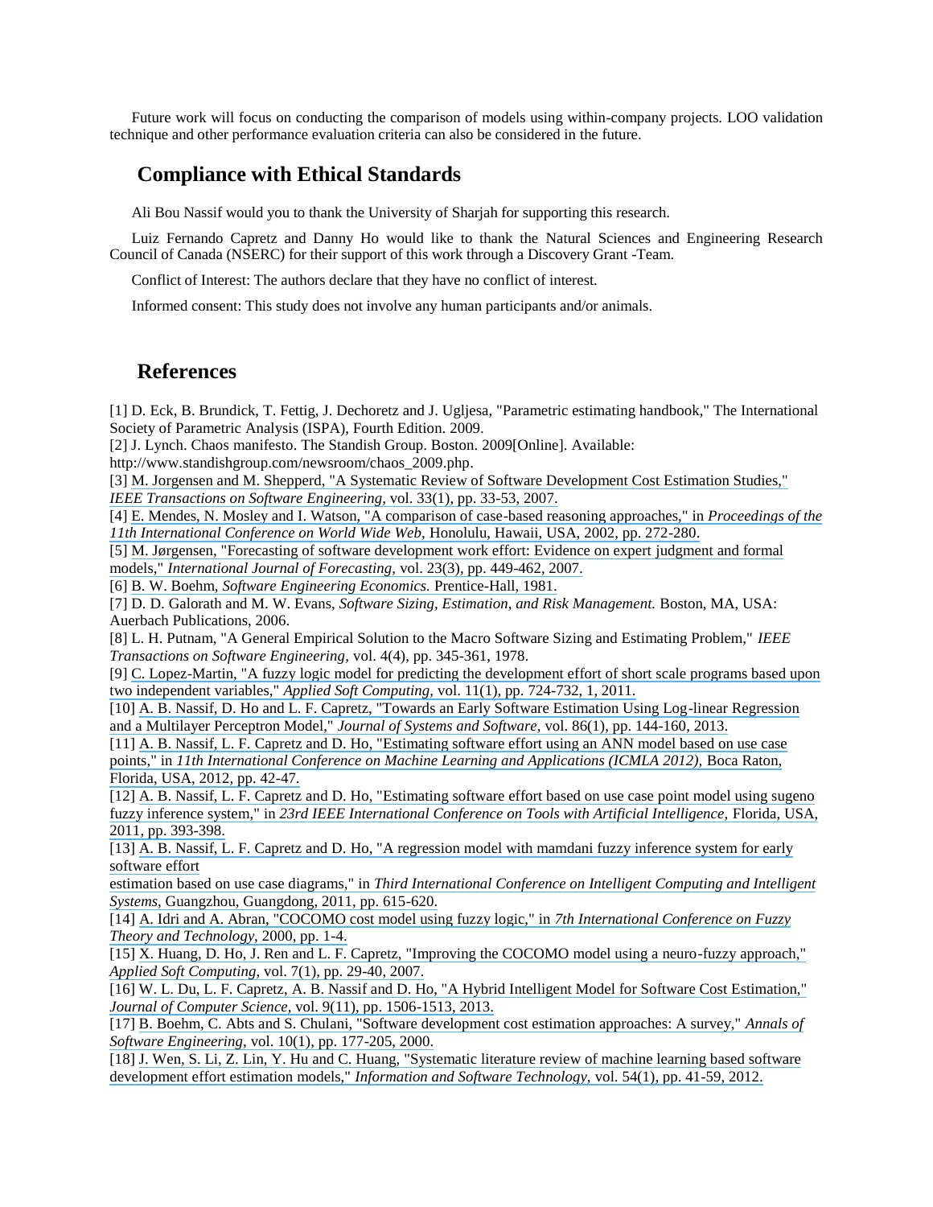Future work will focus on conducting the comparison of models using within-company projects. LOO validation technique and other performance evaluation criteria can also be considered in the future.

## Compliance with Ethical Standards

Ali Bou Nassif would you to thank the University of Sharjah for supporting this research.

Luiz Fernando Capretz and Danny Ho would like to thank the Natural Sciences and Engineering Research Council of Canada (NSERC) for their support of this work through a Discovery Grant -Team.

Conflict of Interest: The authors declare that they have no conflict of interest.

Informed consent: This study does not involve any human participants and/or animals.

## References

[1] D. Eck, B. Brundick, T. Fettig, J. Dechoretz and J. Ugljesa, "Parametric estimating handbook," The International Society of Parametric Analysis (ISPA), Fourth Edition. 2009.

[2] J. Lynch. Chaos manifesto. The Standish Group. Boston. 2009[Online]. Available: http://www.standishgroup.com/newsroom/chaos_2009.php.

[3] M. Jorgensen and M. Shepperd, "A Systematic Review of Software Development Cost Estimation Studies," *IEEE Transactions on Software Engineering,* vol. 33(1), pp. 33-53, 2007.

[4] E. Mendes, N. Mosley and I. Watson, "A comparison of case-based reasoning approaches," in *Proceedings of the 11th International Conference on World Wide Web,* Honolulu, Hawaii, USA, 2002, pp. 272-280.

[5] M. Jørgensen, "Forecasting of software development work effort: Evidence on expert judgment and formal models," *International Journal of Forecasting,* vol. 23(3), pp. 449-462, 2007.

[6] B. W. Boehm, *Software Engineering Economics.* Prentice-Hall, 1981.

[7] D. D. Galorath and M. W. Evans, *Software Sizing, Estimation, and Risk Management.* Boston, MA, USA: Auerbach Publications, 2006.

[8] L. H. Putnam, "A General Empirical Solution to the Macro Software Sizing and Estimating Problem," *IEEE Transactions on Software Engineering,* vol. 4(4), pp. 345-361, 1978.

[9] C. Lopez-Martin, "A fuzzy logic model for predicting the development effort of short scale programs based upon two independent variables," *Applied Soft Computing,* vol. 11(1), pp. 724-732, 1, 2011.

[10] A. B. Nassif, D. Ho and L. F. Capretz, "Towards an Early Software Estimation Using Log-linear Regression and a Multilayer Perceptron Model," *Journal of Systems and Software,* vol. 86(1), pp. 144-160, 2013.

[11] A. B. Nassif, L. F. Capretz and D. Ho, "Estimating software effort using an ANN model based on use case points," in *11th International Conference on Machine Learning and Applications (ICMLA 2012),* Boca Raton, Florida, USA, 2012, pp. 42-47.

[12] A. B. Nassif, L. F. Capretz and D. Ho, "Estimating software effort based on use case point model using sugeno fuzzy inference system," in *23rd IEEE International Conference on Tools with Artificial Intelligence,* Florida, USA, 2011, pp. 393-398.

[13] A. B. Nassif, L. F. Capretz and D. Ho, "A regression model with mamdani fuzzy inference system for early software effort estimation based on use case diagrams," in *Third International Conference on Intelligent Computing and Intelligent Systems,* Guangzhou, Guangdong, 2011, pp. 615-620.

[14] A. Idri and A. Abran, "COCOMO cost model using fuzzy logic," in *7th International Conference on Fuzzy Theory and Technology,* 2000, pp. 1-4.

[15] X. Huang, D. Ho, J. Ren and L. F. Capretz, "Improving the COCOMO model using a neuro-fuzzy approach," *Applied Soft Computing,* vol. 7(1), pp. 29-40, 2007.

[16] W. L. Du, L. F. Capretz, A. B. Nassif and D. Ho, "A Hybrid Intelligent Model for Software Cost Estimation," *Journal of Computer Science,* vol. 9(11), pp. 1506-1513, 2013.

[17] B. Boehm, C. Abts and S. Chulani, "Software development cost estimation approaches: A survey," *Annals of Software Engineering,* vol. 10(1), pp. 177-205, 2000.

[18] J. Wen, S. Li, Z. Lin, Y. Hu and C. Huang, "Systematic literature review of machine learning based software development effort estimation models," *Information and Software Technology,* vol. 54(1), pp. 41-59, 2012.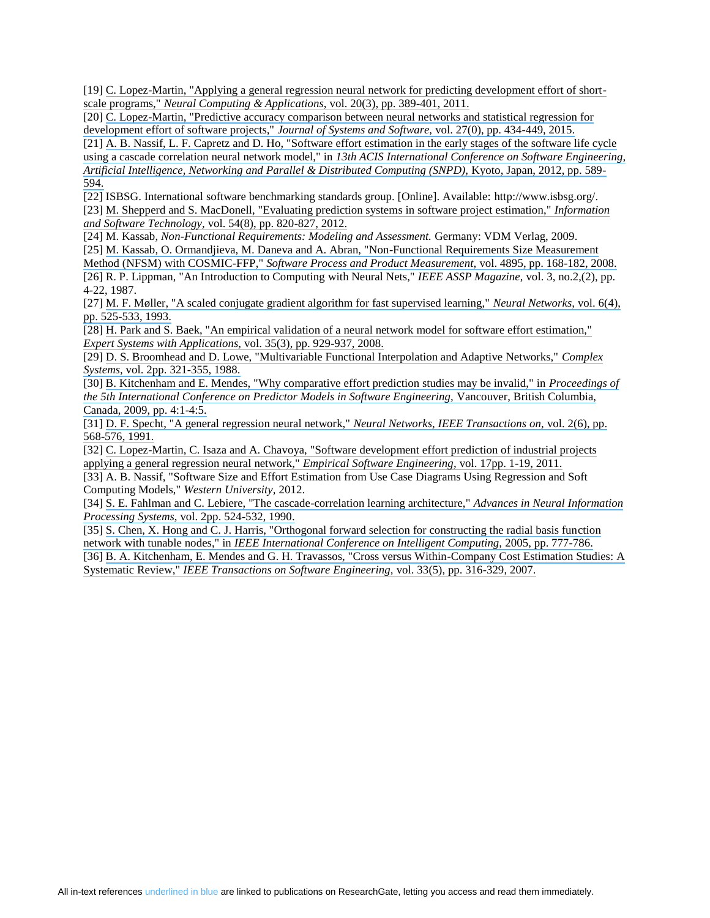[19] C. Lopez-Martin, "Applying a general regression neural network for predicting development effort of short-scale programs," *Neural Computing & Applications,* vol. 20(3), pp. 389-401, 2011.

[20] C. Lopez-Martin, "Predictive accuracy comparison between neural networks and statistical regression for development effort of software projects," *Journal of Systems and Software,* vol. 27(0), pp. 434-449, 2015.

[21] A. B. Nassif, L. F. Capretz and D. Ho, "Software effort estimation in the early stages of the software life cycle using a cascade correlation neural network model," in *13th ACIS International Conference on Software Engineering, Artificial Intelligence, Networking and Parallel & Distributed Computing (SNPD),* Kyoto, Japan, 2012, pp. 589-594.

[22] ISBSG. International software benchmarking standards group. [Online]. Available: http://www.isbsg.org/.

[23] M. Shepperd and S. MacDonell, "Evaluating prediction systems in software project estimation," *Information and Software Technology,* vol. 54(8), pp. 820-827, 2012.

[24] M. Kassab, *Non-Functional Requirements: Modeling and Assessment.* Germany: VDM Verlag, 2009.

[25] M. Kassab, O. Ormandjieva, M. Daneva and A. Abran, "Non-Functional Requirements Size Measurement Method (NFSM) with COSMIC-FFP," *Software Process and Product Measurement,* vol. 4895, pp. 168-182, 2008.

[26] R. P. Lippman, "An Introduction to Computing with Neural Nets," *IEEE ASSP Magazine,* vol. 3, no.2,(2), pp. 4-22, 1987.

[27] M. F. Møller, "A scaled conjugate gradient algorithm for fast supervised learning," *Neural Networks,* vol. 6(4), pp. 525-533, 1993.

[28] H. Park and S. Baek, "An empirical validation of a neural network model for software effort estimation," *Expert Systems with Applications,* vol. 35(3), pp. 929-937, 2008.

[29] D. S. Broomhead and D. Lowe, "Multivariable Functional Interpolation and Adaptive Networks," *Complex Systems,* vol. 2pp. 321-355, 1988.

[30] B. Kitchenham and E. Mendes, "Why comparative effort prediction studies may be invalid," in *Proceedings of the 5th International Conference on Predictor Models in Software Engineering,* Vancouver, British Columbia, Canada, 2009, pp. 4:1-4:5.

[31] D. F. Specht, "A general regression neural network," *Neural Networks, IEEE Transactions on,* vol. 2(6), pp. 568-576, 1991.

[32] C. Lopez-Martin, C. Isaza and A. Chavoya, "Software development effort prediction of industrial projects applying a general regression neural network," *Empirical Software Engineering,* vol. 17pp. 1-19, 2011.

[33] A. B. Nassif, "Software Size and Effort Estimation from Use Case Diagrams Using Regression and Soft Computing Models," *Western University,* 2012.

[34] S. E. Fahlman and C. Lebiere, "The cascade-correlation learning architecture," *Advances in Neural Information Processing Systems,* vol. 2pp. 524-532, 1990.

[35] S. Chen, X. Hong and C. J. Harris, "Orthogonal forward selection for constructing the radial basis function network with tunable nodes," in *IEEE International Conference on Intelligent Computing,* 2005, pp. 777-786.

[36] B. A. Kitchenham, E. Mendes and G. H. Travassos, "Cross versus Within-Company Cost Estimation Studies: A Systematic Review," *IEEE Transactions on Software Engineering,* vol. 33(5), pp. 316-329, 2007.